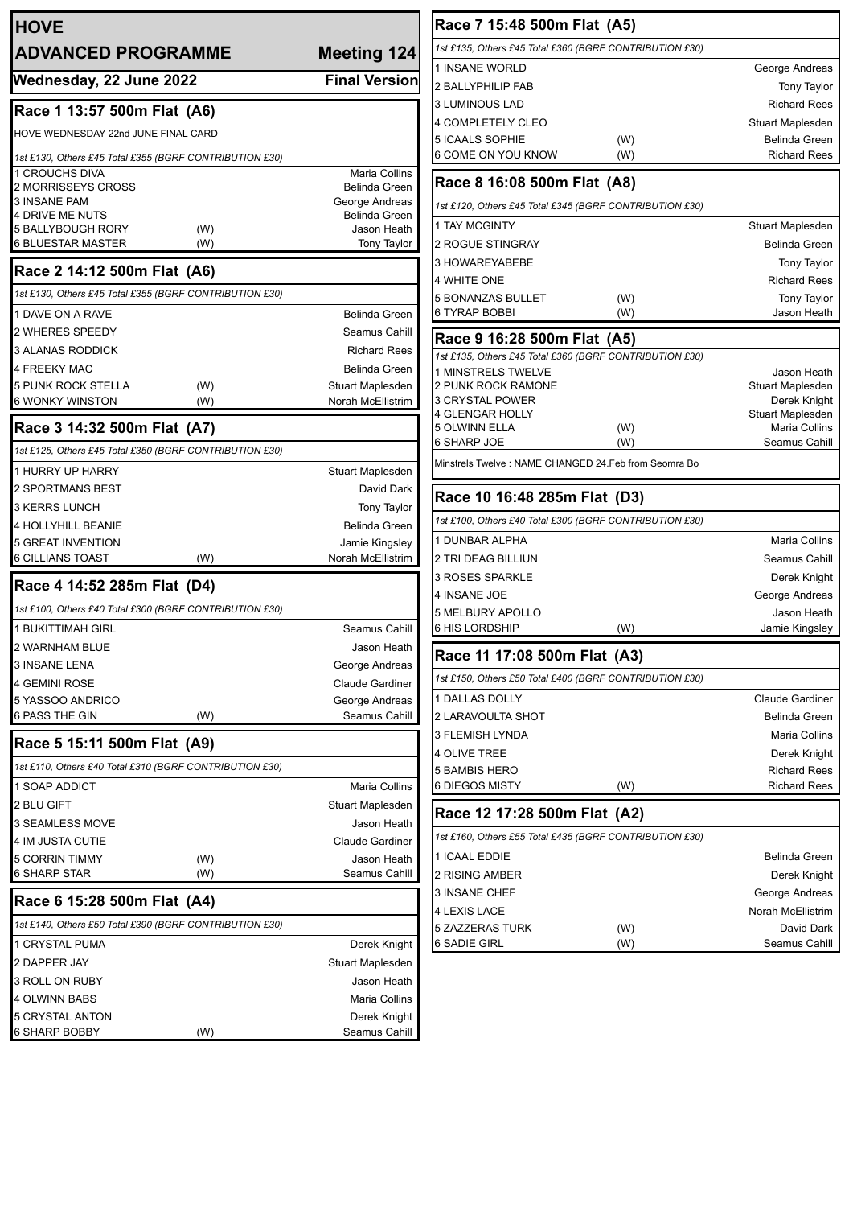# HOVE

## ADVANCED PROGRAMME — Meeting 124

**Wednesday, 22 June 2022** — **Final Version**

### Race 1 13:57 500m Flat (A6)

HOVE WEDNESDAY 22nd JUNE FINAL CARD

*1st £130, Others £45 Total £355 (BGRF CONTRIBUTION £30)*

| | | |
|---|---|---|
| 1 CROUCHS DIVA | | Maria Collins |
| 2 MORRISSEYS CROSS | | Belinda Green |
| 3 INSANE PAM | | George Andreas |
| 4 DRIVE ME NUTS | | Belinda Green |
| 5 BALLYBOUGH RORY | (W) | Jason Heath |
| 6 BLUESTAR MASTER | (W) | Tony Taylor |

### Race 2 14:12 500m Flat (A6)

*1st £130, Others £45 Total £355 (BGRF CONTRIBUTION £30)*

| | | |
|---|---|---|
| 1 DAVE ON A RAVE | | Belinda Green |
| 2 WHERES SPEEDY | | Seamus Cahill |
| 3 ALANAS RODDICK | | Richard Rees |
| 4 FREEKY MAC | | Belinda Green |
| 5 PUNK ROCK STELLA | (W) | Stuart Maplesden |
| 6 WONKY WINSTON | (W) | Norah McEllistrim |

### Race 3 14:32 500m Flat (A7)

*1st £125, Others £45 Total £350 (BGRF CONTRIBUTION £30)*

| | | |
|---|---|---|
| 1 HURRY UP HARRY | | Stuart Maplesden |
| 2 SPORTMANS BEST | | David Dark |
| 3 KERRS LUNCH | | Tony Taylor |
| 4 HOLLYHILL BEANIE | | Belinda Green |
| 5 GREAT INVENTION | | Jamie Kingsley |
| 6 CILLIANS TOAST | (W) | Norah McEllistrim |

### Race 4 14:52 285m Flat (D4)

*1st £100, Others £40 Total £300 (BGRF CONTRIBUTION £30)*

| | | |
|---|---|---|
| 1 BUKITTIMAH GIRL | | Seamus Cahill |
| 2 WARNHAM BLUE | | Jason Heath |
| 3 INSANE LENA | | George Andreas |
| 4 GEMINI ROSE | | Claude Gardiner |
| 5 YASSOO ANDRICO | | George Andreas |
| 6 PASS THE GIN | (W) | Seamus Cahill |

### Race 5 15:11 500m Flat (A9)

*1st £110, Others £40 Total £310 (BGRF CONTRIBUTION £30)*

| | | |
|---|---|---|
| 1 SOAP ADDICT | | Maria Collins |
| 2 BLU GIFT | | Stuart Maplesden |
| 3 SEAMLESS MOVE | | Jason Heath |
| 4 IM JUSTA CUTIE | | Claude Gardiner |
| 5 CORRIN TIMMY | (W) | Jason Heath |
| 6 SHARP STAR | (W) | Seamus Cahill |

### Race 6 15:28 500m Flat (A4)

*1st £140, Others £50 Total £390 (BGRF CONTRIBUTION £30)*

| | | |
|---|---|---|
| 1 CRYSTAL PUMA | | Derek Knight |
| 2 DAPPER JAY | | Stuart Maplesden |
| 3 ROLL ON RUBY | | Jason Heath |
| 4 OLWINN BABS | | Maria Collins |
| 5 CRYSTAL ANTON | | Derek Knight |
| 6 SHARP BOBBY | (W) | Seamus Cahill |

### Race 7 15:48 500m Flat (A5)

*1st £135, Others £45 Total £360 (BGRF CONTRIBUTION £30)*

| | | |
|---|---|---|
| 1 INSANE WORLD | | George Andreas |
| 2 BALLYPHILIP FAB | | Tony Taylor |
| 3 LUMINOUS LAD | | Richard Rees |
| 4 COMPLETELY CLEO | | Stuart Maplesden |
| 5 ICAALS SOPHIE | (W) | Belinda Green |
| 6 COME ON YOU KNOW | (W) | Richard Rees |

### Race 8 16:08 500m Flat (A8)

*1st £120, Others £45 Total £345 (BGRF CONTRIBUTION £30)*

| | | |
|---|---|---|
| 1 TAY MCGINTY | | Stuart Maplesden |
| 2 ROGUE STINGRAY | | Belinda Green |
| 3 HOWAREYABEBE | | Tony Taylor |
| 4 WHITE ONE | | Richard Rees |
| 5 BONANZAS BULLET | (W) | Tony Taylor |
| 6 TYRAP BOBBI | (W) | Jason Heath |

### Race 9 16:28 500m Flat (A5)

*1st £135, Others £45 Total £360 (BGRF CONTRIBUTION £30)*

| | | |
|---|---|---|
| 1 MINSTRELS TWELVE | | Jason Heath |
| 2 PUNK ROCK RAMONE | | Stuart Maplesden |
| 3 CRYSTAL POWER | | Derek Knight |
| 4 GLENGAR HOLLY | | Stuart Maplesden |
| 5 OLWINN ELLA | (W) | Maria Collins |
| 6 SHARP JOE | (W) | Seamus Cahill |

Minstrels Twelve : NAME CHANGED 24.Feb from Seomra Bo

### Race 10 16:48 285m Flat (D3)

*1st £100, Others £40 Total £300 (BGRF CONTRIBUTION £30)*

| | | |
|---|---|---|
| 1 DUNBAR ALPHA | | Maria Collins |
| 2 TRI DEAG BILLIUN | | Seamus Cahill |
| 3 ROSES SPARKLE | | Derek Knight |
| 4 INSANE JOE | | George Andreas |
| 5 MELBURY APOLLO | | Jason Heath |
| 6 HIS LORDSHIP | (W) | Jamie Kingsley |

### Race 11 17:08 500m Flat (A3)

*1st £150, Others £50 Total £400 (BGRF CONTRIBUTION £30)*

| | | |
|---|---|---|
| 1 DALLAS DOLLY | | Claude Gardiner |
| 2 LARAVOULTA SHOT | | Belinda Green |
| 3 FLEMISH LYNDA | | Maria Collins |
| 4 OLIVE TREE | | Derek Knight |
| 5 BAMBIS HERO | | Richard Rees |
| 6 DIEGOS MISTY | (W) | Richard Rees |

### Race 12 17:28 500m Flat (A2)

*1st £160, Others £55 Total £435 (BGRF CONTRIBUTION £30)*

| | | |
|---|---|---|
| 1 ICAAL EDDIE | | Belinda Green |
| 2 RISING AMBER | | Derek Knight |
| 3 INSANE CHEF | | George Andreas |
| 4 LEXIS LACE | | Norah McEllistrim |
| 5 ZAZZERAS TURK | (W) | David Dark |
| 6 SADIE GIRL | (W) | Seamus Cahill |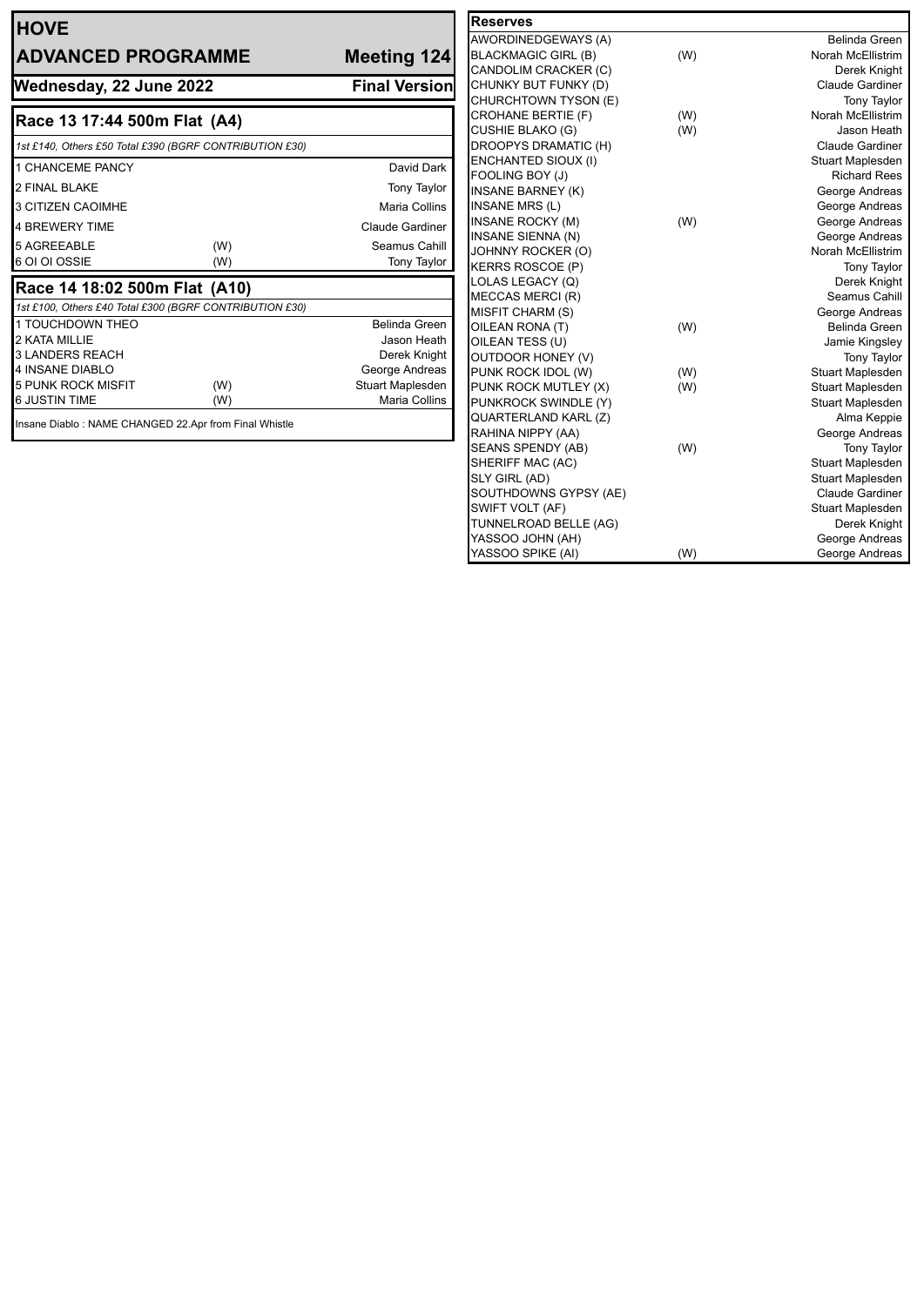# HOVE

## ADVANCED PROGRAMME — Meeting 124

**Wednesday, 22 June 2022** — **Final Version**

### Race 13 17:44 500m Flat (A4)

*1st £140, Others £50 Total £390 (BGRF CONTRIBUTION £30)*

| | | |
|---|---|---|
| 1 CHANCEME PANCY | | David Dark |
| 2 FINAL BLAKE | | Tony Taylor |
| 3 CITIZEN CAOIMHE | | Maria Collins |
| 4 BREWERY TIME | | Claude Gardiner |
| 5 AGREEABLE | (W) | Seamus Cahill |
| 6 OI OI OSSIE | (W) | Tony Taylor |

### Race 14 18:02 500m Flat (A10)

*1st £100, Others £40 Total £300 (BGRF CONTRIBUTION £30)*

| | | |
|---|---|---|
| 1 TOUCHDOWN THEO | | Belinda Green |
| 2 KATA MILLIE | | Jason Heath |
| 3 LANDERS REACH | | Derek Knight |
| 4 INSANE DIABLO | | George Andreas |
| 5 PUNK ROCK MISFIT | (W) | Stuart Maplesden |
| 6 JUSTIN TIME | (W) | Maria Collins |

Insane Diablo : NAME CHANGED 22.Apr from Final Whistle

### Reserves

| | | |
|---|---|---|
| AWORDINEDGEWAYS (A) | | Belinda Green |
| BLACKMAGIC GIRL (B) | (W) | Norah McEllistrim |
| CANDOLIM CRACKER (C) | | Derek Knight |
| CHUNKY BUT FUNKY (D) | | Claude Gardiner |
| CHURCHTOWN TYSON (E) | | Tony Taylor |
| CROHANE BERTIE (F) | (W) | Norah McEllistrim |
| CUSHIE BLAKO (G) | (W) | Jason Heath |
| DROOPYS DRAMATIC (H) | | Claude Gardiner |
| ENCHANTED SIOUX (I) | | Stuart Maplesden |
| FOOLING BOY (J) | | Richard Rees |
| INSANE BARNEY (K) | | George Andreas |
| INSANE MRS (L) | | George Andreas |
| INSANE ROCKY (M) | (W) | George Andreas |
| INSANE SIENNA (N) | | George Andreas |
| JOHNNY ROCKER (O) | | Norah McEllistrim |
| KERRS ROSCOE (P) | | Tony Taylor |
| LOLAS LEGACY (Q) | | Derek Knight |
| MECCAS MERCI (R) | | Seamus Cahill |
| MISFIT CHARM (S) | | George Andreas |
| OILEAN RONA (T) | (W) | Belinda Green |
| OILEAN TESS (U) | | Jamie Kingsley |
| OUTDOOR HONEY (V) | | Tony Taylor |
| PUNK ROCK IDOL (W) | (W) | Stuart Maplesden |
| PUNK ROCK MUTLEY (X) | (W) | Stuart Maplesden |
| PUNKROCK SWINDLE (Y) | | Stuart Maplesden |
| QUARTERLAND KARL (Z) | | Alma Keppie |
| RAHINA NIPPY (AA) | | George Andreas |
| SEANS SPENDY (AB) | (W) | Tony Taylor |
| SHERIFF MAC (AC) | | Stuart Maplesden |
| SLY GIRL (AD) | | Stuart Maplesden |
| SOUTHDOWNS GYPSY (AE) | | Claude Gardiner |
| SWIFT VOLT (AF) | | Stuart Maplesden |
| TUNNELROAD BELLE (AG) | | Derek Knight |
| YASSOO JOHN (AH) | | George Andreas |
| YASSOO SPIKE (AI) | (W) | George Andreas |